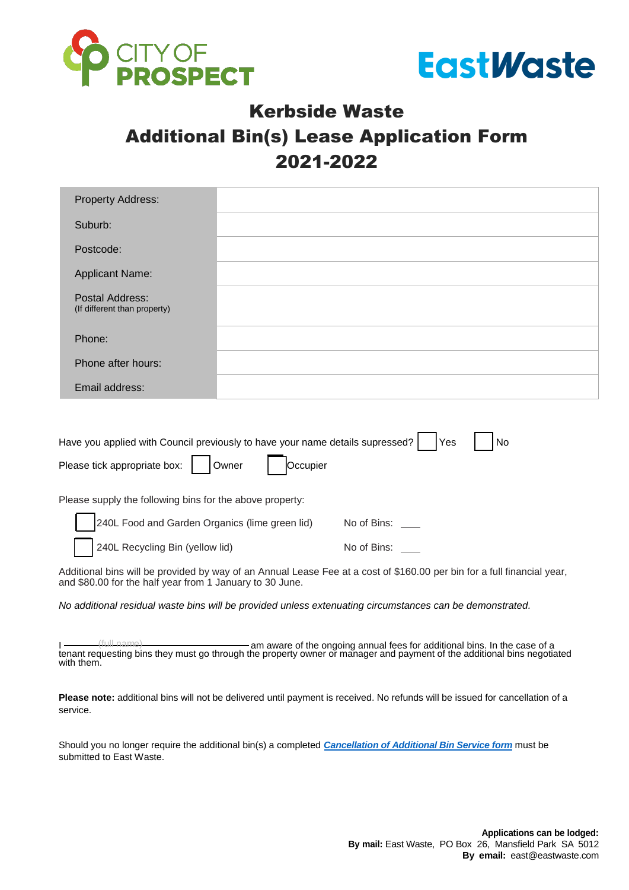CITY OF PROSPECT

EastWaste

# Kerbside Waste
# Additional Bin(s) Lease Application Form
# 2021-2022

| Property Address: | |
|---|---|
| Suburb: | |
| Postcode: | |
| Applicant Name: | |
| Postal Address: (If different than property) | |
| Phone: | |
| Phone after hours: | |
| Email address: | |

Have you applied with Council previously to have your name details supressed? ☐ Yes ☐ No

Please tick appropriate box: ☐ Owner ☐ Occupier

Please supply the following bins for the above property:

☐ 240L Food and Garden Organics (lime green lid) No of Bins: ____

☐ 240L Recycling Bin (yellow lid) No of Bins: ____

Additional bins will be provided by way of an Annual Lease Fee at a cost of $160.00 per bin for a full financial year, and $80.00 for the half year from 1 January to 30 June.

*No additional residual waste bins will be provided unless extenuating circumstances can be demonstrated.*

I ________(full name)________ am aware of the ongoing annual fees for additional bins. In the case of a tenant requesting bins they must go through the property owner or manager and payment of the additional bins negotiated with them.

**Please note:** additional bins will not be delivered until payment is received. No refunds will be issued for cancellation of a service.

Should you no longer require the additional bin(s) a completed ***Cancellation of Additional Bin Service form*** must be submitted to East Waste.

**Applications can be lodged:**
**By mail:** East Waste, PO Box 26, Mansfield Park SA 5012
**By email:** east@eastwaste.com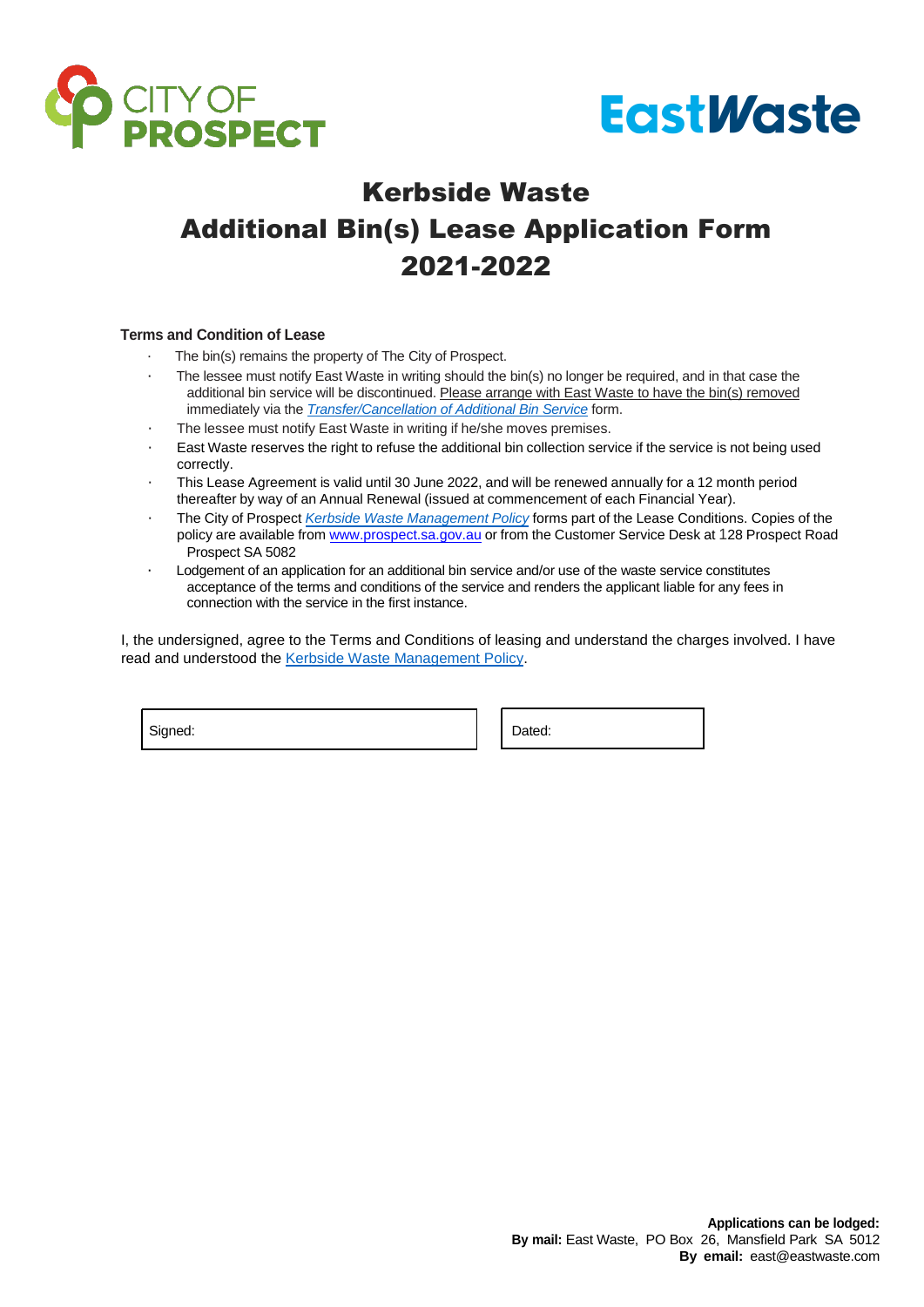CITY OF PROSPECT

EastWaste

# Kerbside Waste
# Additional Bin(s) Lease Application Form
# 2021-2022

**Terms and Condition of Lease**

- The bin(s) remains the property of The City of Prospect.
- The lessee must notify East Waste in writing should the bin(s) no longer be required, and in that case the additional bin service will be discontinued. Please arrange with East Waste to have the bin(s) removed immediately via the *Transfer/Cancellation of Additional Bin Service* form.
- The lessee must notify East Waste in writing if he/she moves premises.
- East Waste reserves the right to refuse the additional bin collection service if the service is not being used correctly.
- This Lease Agreement is valid until 30 June 2022, and will be renewed annually for a 12 month period thereafter by way of an Annual Renewal (issued at commencement of each Financial Year).
- The City of Prospect *Kerbside Waste Management Policy* forms part of the Lease Conditions. Copies of the policy are available from www.prospect.sa.gov.au or from the Customer Service Desk at 128 Prospect Road Prospect SA 5082
- Lodgement of an application for an additional bin service and/or use of the waste service constitutes acceptance of the terms and conditions of the service and renders the applicant liable for any fees in connection with the service in the first instance.

I, the undersigned, agree to the Terms and Conditions of leasing and understand the charges involved. I have read and understood the Kerbside Waste Management Policy.

| Signed: | Dated: |
|---|---|

**Applications can be lodged:**
**By mail:** East Waste, PO Box 26, Mansfield Park SA 5012
**By email:** east@eastwaste.com